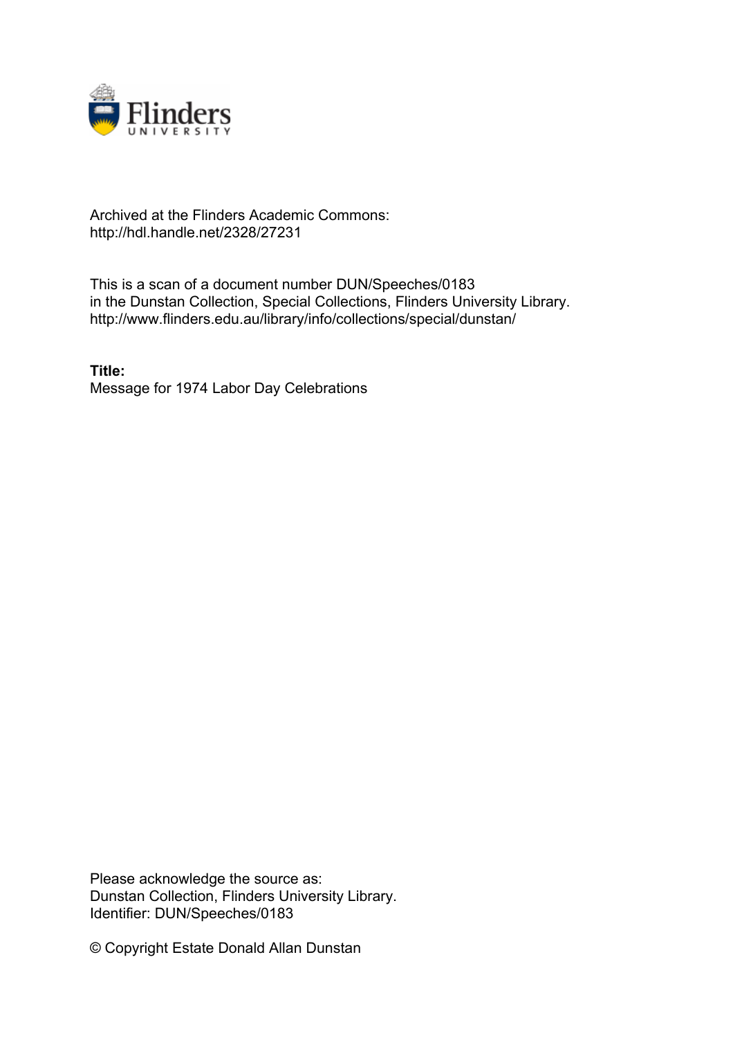Archived at the Flinders Academic Commons:
http://hdl.handle.net/2328/27231

This is a scan of a document number DUN/Speeches/0183
in the Dunstan Collection, Special Collections, Flinders University Library.
http://www.flinders.edu.au/library/info/collections/special/dunstan/

**Title:**
Message for 1974 Labor Day Celebrations

Please acknowledge the source as:
Dunstan Collection, Flinders University Library.
Identifier: DUN/Speeches/0183

© Copyright Estate Donald Allan Dunstan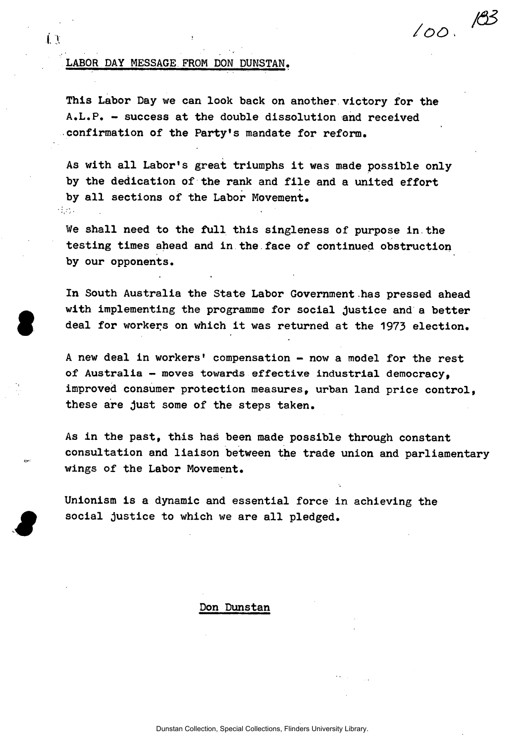LABOR DAY MESSAGE FROM DON DUNSTAN.

This Labor Day we can look back on another victory for the A.L.P. - success at the double dissolution and received confirmation of the Party's mandate for reform.

As with all Labor's great triumphs it was made possible only by the dedication of the rank and file and a united effort by all sections of the Labor Movement.

We shall need to the full this singleness of purpose in the testing times ahead and in the face of continued obstruction by our opponents.

In South Australia the State Labor Government has pressed ahead with implementing the programme for social justice and a better deal for workers on which it was returned at the 1973 election.

A new deal in workers' compensation - now a model for the rest of Australia - moves towards effective industrial democracy, improved consumer protection measures, urban land price control, these are just some of the steps taken.

As in the past, this has been made possible through constant consultation and liaison between the trade union and parliamentary wings of the Labor Movement.

Unionism is a dynamic and essential force in achieving the social justice to which we are all pledged.

Don Dunstan